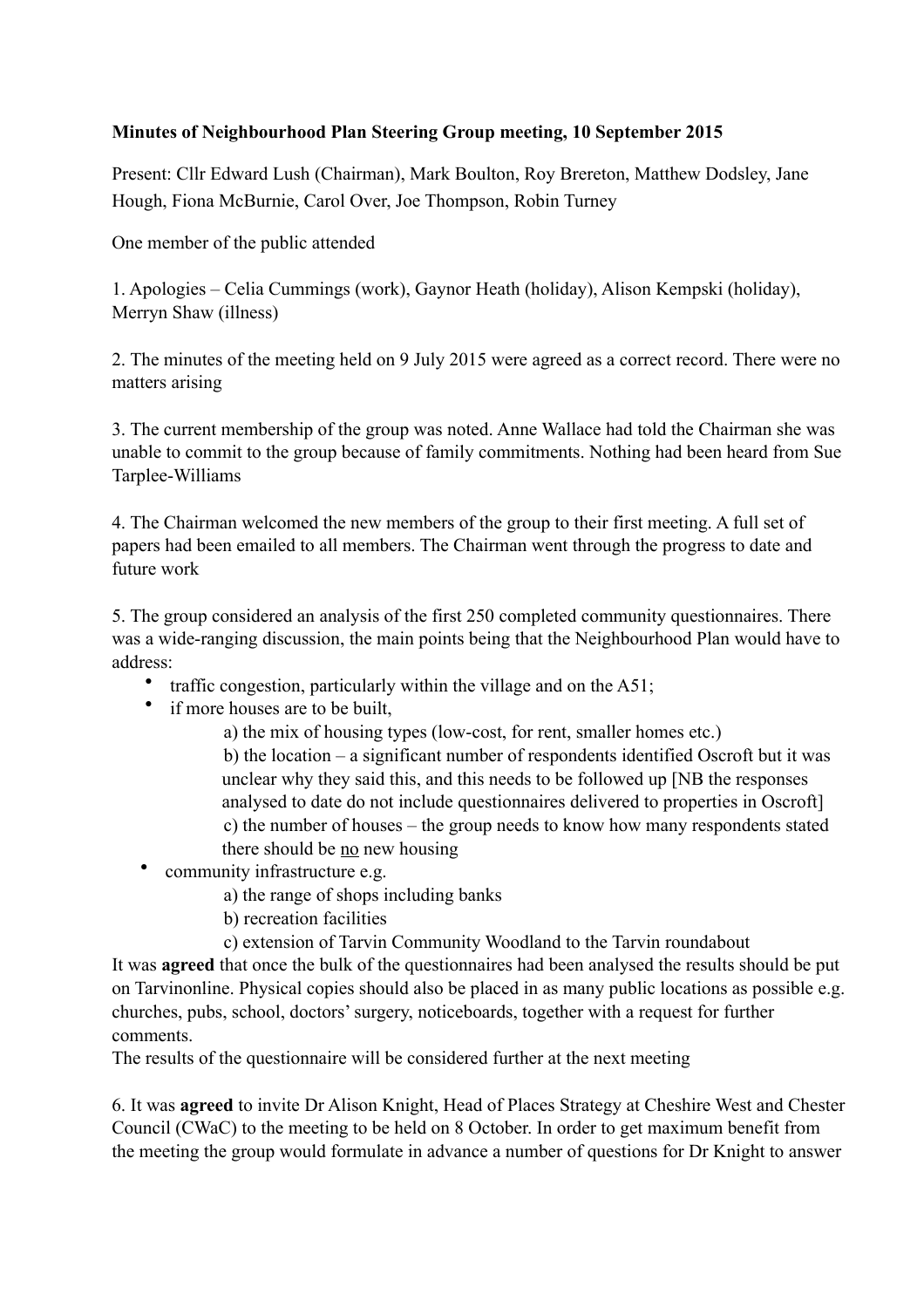**Minutes of Neighbourhood Plan Steering Group meeting, 10 September 2015**

Present: Cllr Edward Lush (Chairman), Mark Boulton, Roy Brereton, Matthew Dodsley, Jane Hough, Fiona McBurnie, Carol Over, Joe Thompson, Robin Turney

One member of the public attended

1. Apologies – Celia Cummings (work), Gaynor Heath (holiday), Alison Kempski (holiday), Merryn Shaw (illness)

2. The minutes of the meeting held on 9 July 2015 were agreed as a correct record. There were no matters arising

3. The current membership of the group was noted. Anne Wallace had told the Chairman she was unable to commit to the group because of family commitments. Nothing had been heard from Sue Tarplee-Williams

4. The Chairman welcomed the new members of the group to their first meeting. A full set of papers had been emailed to all members. The Chairman went through the progress to date and future work

5. The group considered an analysis of the first 250 completed community questionnaires. There was a wide-ranging discussion, the main points being that the Neighbourhood Plan would have to address:

- traffic congestion, particularly within the village and on the A51;
- if more houses are to be built,
  - a) the mix of housing types (low-cost, for rent, smaller homes etc.)
  - b) the location – a significant number of respondents identified Oscroft but it was unclear why they said this, and this needs to be followed up [NB the responses analysed to date do not include questionnaires delivered to properties in Oscroft]
  - c) the number of houses – the group needs to know how many respondents stated there should be <u>no</u> new housing
- community infrastructure e.g.
  - a) the range of shops including banks
  - b) recreation facilities
  - c) extension of Tarvin Community Woodland to the Tarvin roundabout

It was **agreed** that once the bulk of the questionnaires had been analysed the results should be put on Tarvinonline. Physical copies should also be placed in as many public locations as possible e.g. churches, pubs, school, doctors' surgery, noticeboards, together with a request for further comments.

The results of the questionnaire will be considered further at the next meeting

6. It was **agreed** to invite Dr Alison Knight, Head of Places Strategy at Cheshire West and Chester Council (CWaC) to the meeting to be held on 8 October. In order to get maximum benefit from the meeting the group would formulate in advance a number of questions for Dr Knight to answer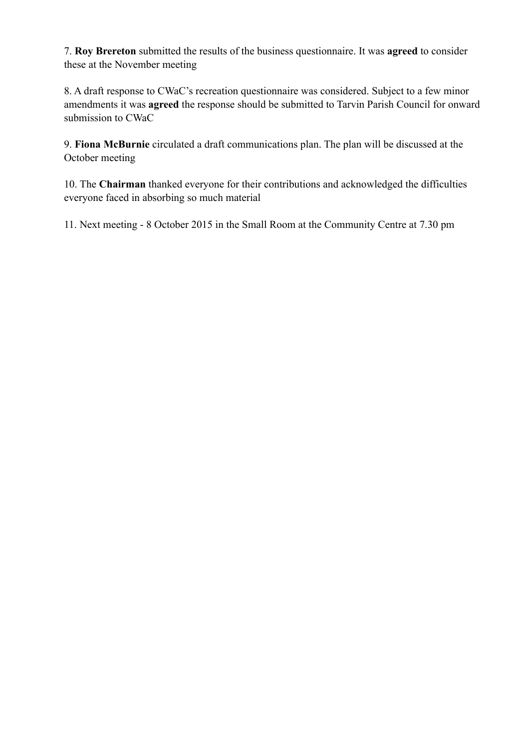7. **Roy Brereton** submitted the results of the business questionnaire. It was **agreed** to consider these at the November meeting

8. A draft response to CWaC's recreation questionnaire was considered. Subject to a few minor amendments it was **agreed** the response should be submitted to Tarvin Parish Council for onward submission to CWaC

9. **Fiona McBurnie** circulated a draft communications plan. The plan will be discussed at the October meeting

10. The **Chairman** thanked everyone for their contributions and acknowledged the difficulties everyone faced in absorbing so much material

11. Next meeting - 8 October 2015 in the Small Room at the Community Centre at 7.30 pm